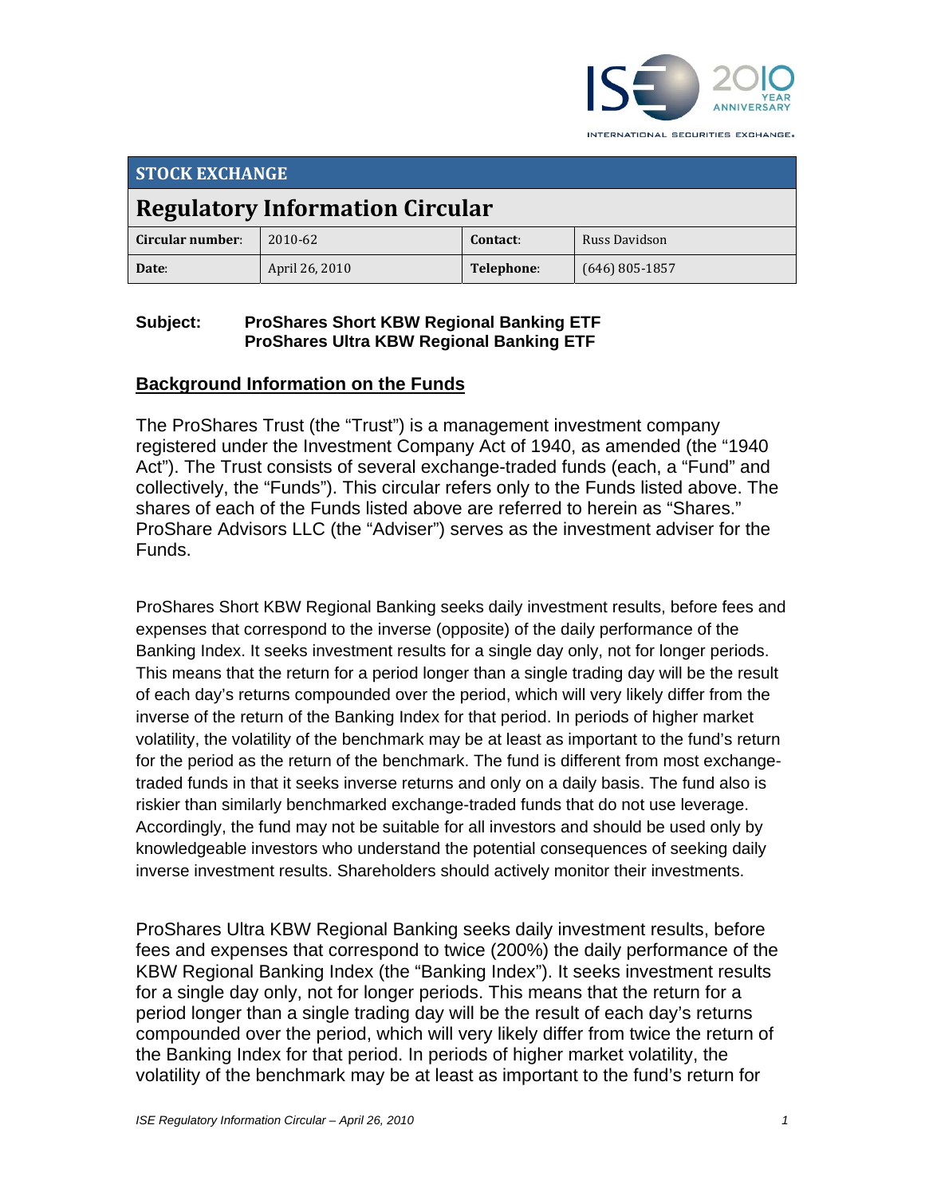INTERNATIONAL SECURITIES EXCHANGE.

| STOCK EXCHANGE | | | |
|---|---|---|---|
| **Regulatory Information Circular** | | | |
| **Circular number:** | 2010-62 | **Contact:** | Russ Davidson |
| **Date:** | April 26, 2010 | **Telephone:** | (646) 805-1857 |

**Subject:** **ProShares Short KBW Regional Banking ETF**
**ProShares Ultra KBW Regional Banking ETF**

## Background Information on the Funds

The ProShares Trust (the "Trust") is a management investment company registered under the Investment Company Act of 1940, as amended (the "1940 Act"). The Trust consists of several exchange-traded funds (each, a "Fund" and collectively, the "Funds"). This circular refers only to the Funds listed above. The shares of each of the Funds listed above are referred to herein as "Shares." ProShare Advisors LLC (the "Adviser") serves as the investment adviser for the Funds.

ProShares Short KBW Regional Banking seeks daily investment results, before fees and expenses that correspond to the inverse (opposite) of the daily performance of the Banking Index. It seeks investment results for a single day only, not for longer periods. This means that the return for a period longer than a single trading day will be the result of each day's returns compounded over the period, which will very likely differ from the inverse of the return of the Banking Index for that period. In periods of higher market volatility, the volatility of the benchmark may be at least as important to the fund's return for the period as the return of the benchmark. The fund is different from most exchange-traded funds in that it seeks inverse returns and only on a daily basis. The fund also is riskier than similarly benchmarked exchange-traded funds that do not use leverage. Accordingly, the fund may not be suitable for all investors and should be used only by knowledgeable investors who understand the potential consequences of seeking daily inverse investment results. Shareholders should actively monitor their investments.

ProShares Ultra KBW Regional Banking seeks daily investment results, before fees and expenses that correspond to twice (200%) the daily performance of the KBW Regional Banking Index (the "Banking Index"). It seeks investment results for a single day only, not for longer periods. This means that the return for a period longer than a single trading day will be the result of each day's returns compounded over the period, which will very likely differ from twice the return of the Banking Index for that period. In periods of higher market volatility, the volatility of the benchmark may be at least as important to the fund's return for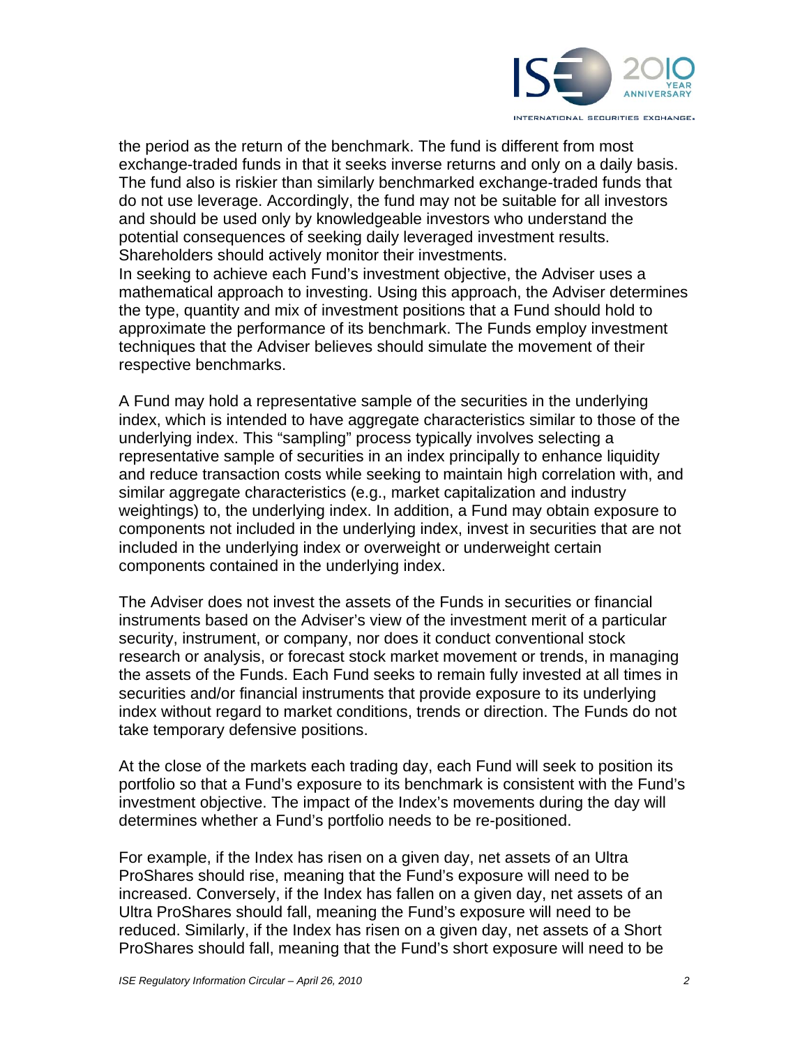the period as the return of the benchmark. The fund is different from most exchange-traded funds in that it seeks inverse returns and only on a daily basis. The fund also is riskier than similarly benchmarked exchange-traded funds that do not use leverage. Accordingly, the fund may not be suitable for all investors and should be used only by knowledgeable investors who understand the potential consequences of seeking daily leveraged investment results. Shareholders should actively monitor their investments.

In seeking to achieve each Fund's investment objective, the Adviser uses a mathematical approach to investing. Using this approach, the Adviser determines the type, quantity and mix of investment positions that a Fund should hold to approximate the performance of its benchmark. The Funds employ investment techniques that the Adviser believes should simulate the movement of their respective benchmarks.

A Fund may hold a representative sample of the securities in the underlying index, which is intended to have aggregate characteristics similar to those of the underlying index. This "sampling" process typically involves selecting a representative sample of securities in an index principally to enhance liquidity and reduce transaction costs while seeking to maintain high correlation with, and similar aggregate characteristics (e.g., market capitalization and industry weightings) to, the underlying index. In addition, a Fund may obtain exposure to components not included in the underlying index, invest in securities that are not included in the underlying index or overweight or underweight certain components contained in the underlying index.

The Adviser does not invest the assets of the Funds in securities or financial instruments based on the Adviser's view of the investment merit of a particular security, instrument, or company, nor does it conduct conventional stock research or analysis, or forecast stock market movement or trends, in managing the assets of the Funds. Each Fund seeks to remain fully invested at all times in securities and/or financial instruments that provide exposure to its underlying index without regard to market conditions, trends or direction. The Funds do not take temporary defensive positions.

At the close of the markets each trading day, each Fund will seek to position its portfolio so that a Fund's exposure to its benchmark is consistent with the Fund's investment objective. The impact of the Index's movements during the day will determines whether a Fund's portfolio needs to be re-positioned.

For example, if the Index has risen on a given day, net assets of an Ultra ProShares should rise, meaning that the Fund's exposure will need to be increased. Conversely, if the Index has fallen on a given day, net assets of an Ultra ProShares should fall, meaning the Fund's exposure will need to be reduced. Similarly, if the Index has risen on a given day, net assets of a Short ProShares should fall, meaning that the Fund's short exposure will need to be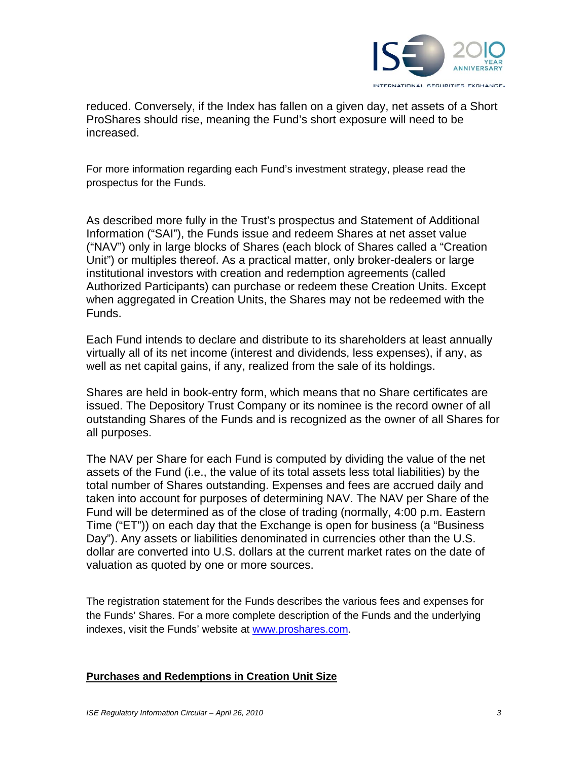reduced. Conversely, if the Index has fallen on a given day, net assets of a Short ProShares should rise, meaning the Fund's short exposure will need to be increased.

For more information regarding each Fund's investment strategy, please read the prospectus for the Funds.

As described more fully in the Trust's prospectus and Statement of Additional Information ("SAI"), the Funds issue and redeem Shares at net asset value ("NAV") only in large blocks of Shares (each block of Shares called a "Creation Unit") or multiples thereof. As a practical matter, only broker-dealers or large institutional investors with creation and redemption agreements (called Authorized Participants) can purchase or redeem these Creation Units. Except when aggregated in Creation Units, the Shares may not be redeemed with the Funds.

Each Fund intends to declare and distribute to its shareholders at least annually virtually all of its net income (interest and dividends, less expenses), if any, as well as net capital gains, if any, realized from the sale of its holdings.

Shares are held in book-entry form, which means that no Share certificates are issued. The Depository Trust Company or its nominee is the record owner of all outstanding Shares of the Funds and is recognized as the owner of all Shares for all purposes.

The NAV per Share for each Fund is computed by dividing the value of the net assets of the Fund (i.e., the value of its total assets less total liabilities) by the total number of Shares outstanding. Expenses and fees are accrued daily and taken into account for purposes of determining NAV. The NAV per Share of the Fund will be determined as of the close of trading (normally, 4:00 p.m. Eastern Time ("ET")) on each day that the Exchange is open for business (a "Business Day"). Any assets or liabilities denominated in currencies other than the U.S. dollar are converted into U.S. dollars at the current market rates on the date of valuation as quoted by one or more sources.

The registration statement for the Funds describes the various fees and expenses for the Funds' Shares. For a more complete description of the Funds and the underlying indexes, visit the Funds' website at [www.proshares.com](http://www.proshares.com).

**Purchases and Redemptions in Creation Unit Size**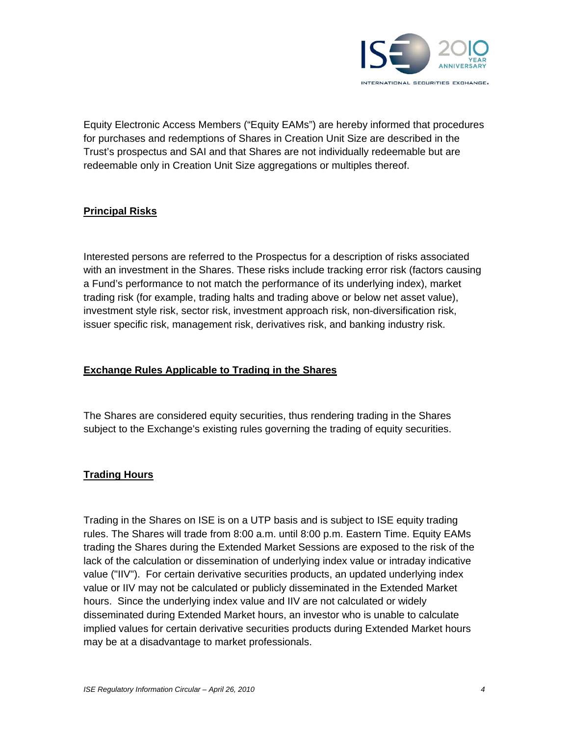Equity Electronic Access Members ("Equity EAMs") are hereby informed that procedures for purchases and redemptions of Shares in Creation Unit Size are described in the Trust's prospectus and SAI and that Shares are not individually redeemable but are redeemable only in Creation Unit Size aggregations or multiples thereof.

## Principal Risks

Interested persons are referred to the Prospectus for a description of risks associated with an investment in the Shares. These risks include tracking error risk (factors causing a Fund's performance to not match the performance of its underlying index), market trading risk (for example, trading halts and trading above or below net asset value), investment style risk, sector risk, investment approach risk, non-diversification risk, issuer specific risk, management risk, derivatives risk, and banking industry risk.

## Exchange Rules Applicable to Trading in the Shares

The Shares are considered equity securities, thus rendering trading in the Shares subject to the Exchange's existing rules governing the trading of equity securities.

## Trading Hours

Trading in the Shares on ISE is on a UTP basis and is subject to ISE equity trading rules. The Shares will trade from 8:00 a.m. until 8:00 p.m. Eastern Time. Equity EAMs trading the Shares during the Extended Market Sessions are exposed to the risk of the lack of the calculation or dissemination of underlying index value or intraday indicative value ("IIV"). For certain derivative securities products, an updated underlying index value or IIV may not be calculated or publicly disseminated in the Extended Market hours. Since the underlying index value and IIV are not calculated or widely disseminated during Extended Market hours, an investor who is unable to calculate implied values for certain derivative securities products during Extended Market hours may be at a disadvantage to market professionals.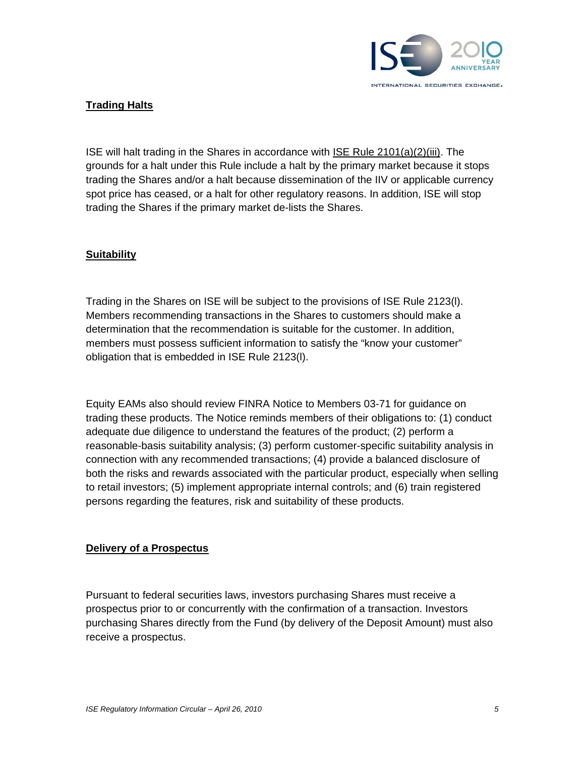## Trading Halts

ISE will halt trading in the Shares in accordance with ISE Rule 2101(a)(2)(iii). The grounds for a halt under this Rule include a halt by the primary market because it stops trading the Shares and/or a halt because dissemination of the IIV or applicable currency spot price has ceased, or a halt for other regulatory reasons. In addition, ISE will stop trading the Shares if the primary market de-lists the Shares.

## Suitability

Trading in the Shares on ISE will be subject to the provisions of ISE Rule 2123(l). Members recommending transactions in the Shares to customers should make a determination that the recommendation is suitable for the customer. In addition, members must possess sufficient information to satisfy the "know your customer" obligation that is embedded in ISE Rule 2123(l).

Equity EAMs also should review FINRA Notice to Members 03-71 for guidance on trading these products. The Notice reminds members of their obligations to: (1) conduct adequate due diligence to understand the features of the product; (2) perform a reasonable-basis suitability analysis; (3) perform customer-specific suitability analysis in connection with any recommended transactions; (4) provide a balanced disclosure of both the risks and rewards associated with the particular product, especially when selling to retail investors; (5) implement appropriate internal controls; and (6) train registered persons regarding the features, risk and suitability of these products.

## Delivery of a Prospectus

Pursuant to federal securities laws, investors purchasing Shares must receive a prospectus prior to or concurrently with the confirmation of a transaction. Investors purchasing Shares directly from the Fund (by delivery of the Deposit Amount) must also receive a prospectus.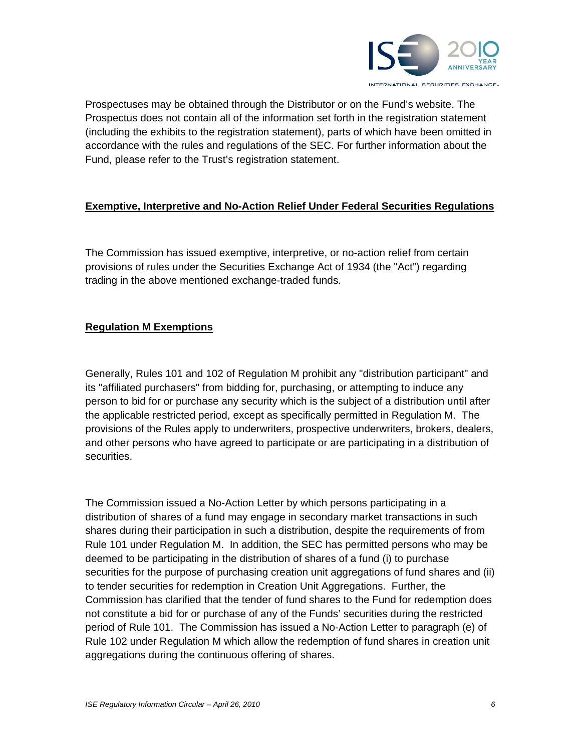Prospectuses may be obtained through the Distributor or on the Fund's website. The Prospectus does not contain all of the information set forth in the registration statement (including the exhibits to the registration statement), parts of which have been omitted in accordance with the rules and regulations of the SEC. For further information about the Fund, please refer to the Trust's registration statement.

**Exemptive, Interpretive and No-Action Relief Under Federal Securities Regulations**

The Commission has issued exemptive, interpretive, or no-action relief from certain provisions of rules under the Securities Exchange Act of 1934 (the "Act") regarding trading in the above mentioned exchange-traded funds.

**Regulation M Exemptions**

Generally, Rules 101 and 102 of Regulation M prohibit any "distribution participant" and its "affiliated purchasers" from bidding for, purchasing, or attempting to induce any person to bid for or purchase any security which is the subject of a distribution until after the applicable restricted period, except as specifically permitted in Regulation M. The provisions of the Rules apply to underwriters, prospective underwriters, brokers, dealers, and other persons who have agreed to participate or are participating in a distribution of securities.

The Commission issued a No-Action Letter by which persons participating in a distribution of shares of a fund may engage in secondary market transactions in such shares during their participation in such a distribution, despite the requirements of from Rule 101 under Regulation M. In addition, the SEC has permitted persons who may be deemed to be participating in the distribution of shares of a fund (i) to purchase securities for the purpose of purchasing creation unit aggregations of fund shares and (ii) to tender securities for redemption in Creation Unit Aggregations. Further, the Commission has clarified that the tender of fund shares to the Fund for redemption does not constitute a bid for or purchase of any of the Funds' securities during the restricted period of Rule 101. The Commission has issued a No-Action Letter to paragraph (e) of Rule 102 under Regulation M which allow the redemption of fund shares in creation unit aggregations during the continuous offering of shares.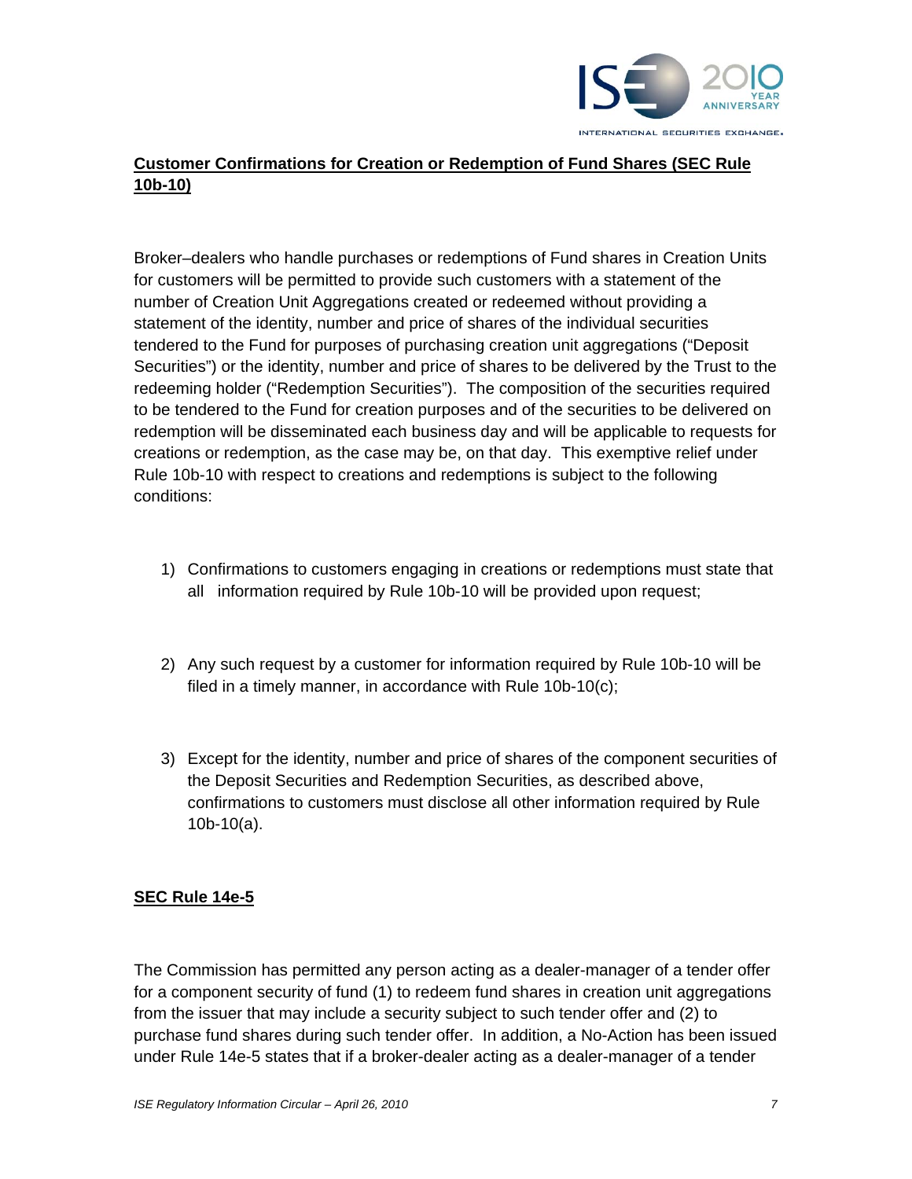**Customer Confirmations for Creation or Redemption of Fund Shares (SEC Rule 10b-10)**

Broker–dealers who handle purchases or redemptions of Fund shares in Creation Units for customers will be permitted to provide such customers with a statement of the number of Creation Unit Aggregations created or redeemed without providing a statement of the identity, number and price of shares of the individual securities tendered to the Fund for purposes of purchasing creation unit aggregations ("Deposit Securities") or the identity, number and price of shares to be delivered by the Trust to the redeeming holder ("Redemption Securities"). The composition of the securities required to be tendered to the Fund for creation purposes and of the securities to be delivered on redemption will be disseminated each business day and will be applicable to requests for creations or redemption, as the case may be, on that day. This exemptive relief under Rule 10b-10 with respect to creations and redemptions is subject to the following conditions:

1) Confirmations to customers engaging in creations or redemptions must state that all information required by Rule 10b-10 will be provided upon request;

2) Any such request by a customer for information required by Rule 10b-10 will be filed in a timely manner, in accordance with Rule 10b-10(c);

3) Except for the identity, number and price of shares of the component securities of the Deposit Securities and Redemption Securities, as described above, confirmations to customers must disclose all other information required by Rule 10b-10(a).

**SEC Rule 14e-5**

The Commission has permitted any person acting as a dealer-manager of a tender offer for a component security of fund (1) to redeem fund shares in creation unit aggregations from the issuer that may include a security subject to such tender offer and (2) to purchase fund shares during such tender offer. In addition, a No-Action has been issued under Rule 14e-5 states that if a broker-dealer acting as a dealer-manager of a tender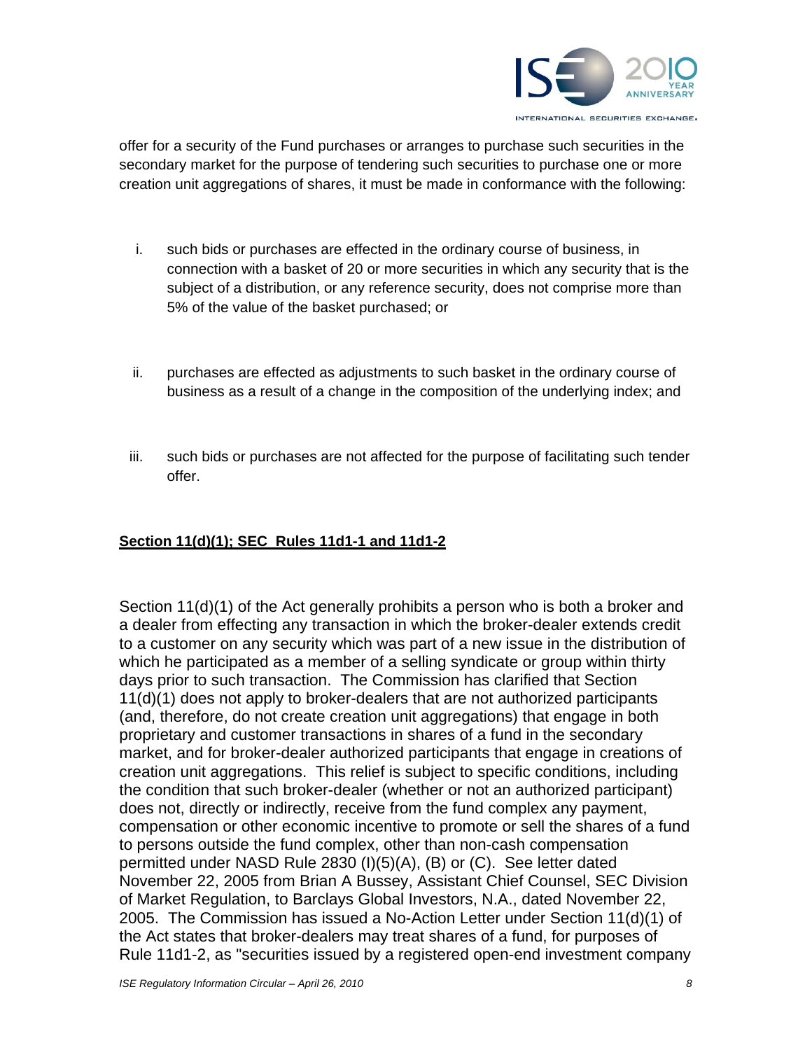offer for a security of the Fund purchases or arranges to purchase such securities in the secondary market for the purpose of tendering such securities to purchase one or more creation unit aggregations of shares, it must be made in conformance with the following:

i. such bids or purchases are effected in the ordinary course of business, in connection with a basket of 20 or more securities in which any security that is the subject of a distribution, or any reference security, does not comprise more than 5% of the value of the basket purchased; or

ii. purchases are effected as adjustments to such basket in the ordinary course of business as a result of a change in the composition of the underlying index; and

iii. such bids or purchases are not affected for the purpose of facilitating such tender offer.

**Section 11(d)(1); SEC Rules 11d1-1 and 11d1-2**

Section 11(d)(1) of the Act generally prohibits a person who is both a broker and a dealer from effecting any transaction in which the broker-dealer extends credit to a customer on any security which was part of a new issue in the distribution of which he participated as a member of a selling syndicate or group within thirty days prior to such transaction. The Commission has clarified that Section 11(d)(1) does not apply to broker-dealers that are not authorized participants (and, therefore, do not create creation unit aggregations) that engage in both proprietary and customer transactions in shares of a fund in the secondary market, and for broker-dealer authorized participants that engage in creations of creation unit aggregations. This relief is subject to specific conditions, including the condition that such broker-dealer (whether or not an authorized participant) does not, directly or indirectly, receive from the fund complex any payment, compensation or other economic incentive to promote or sell the shares of a fund to persons outside the fund complex, other than non-cash compensation permitted under NASD Rule 2830 (I)(5)(A), (B) or (C). See letter dated November 22, 2005 from Brian A Bussey, Assistant Chief Counsel, SEC Division of Market Regulation, to Barclays Global Investors, N.A., dated November 22, 2005. The Commission has issued a No-Action Letter under Section 11(d)(1) of the Act states that broker-dealers may treat shares of a fund, for purposes of Rule 11d1-2, as "securities issued by a registered open-end investment company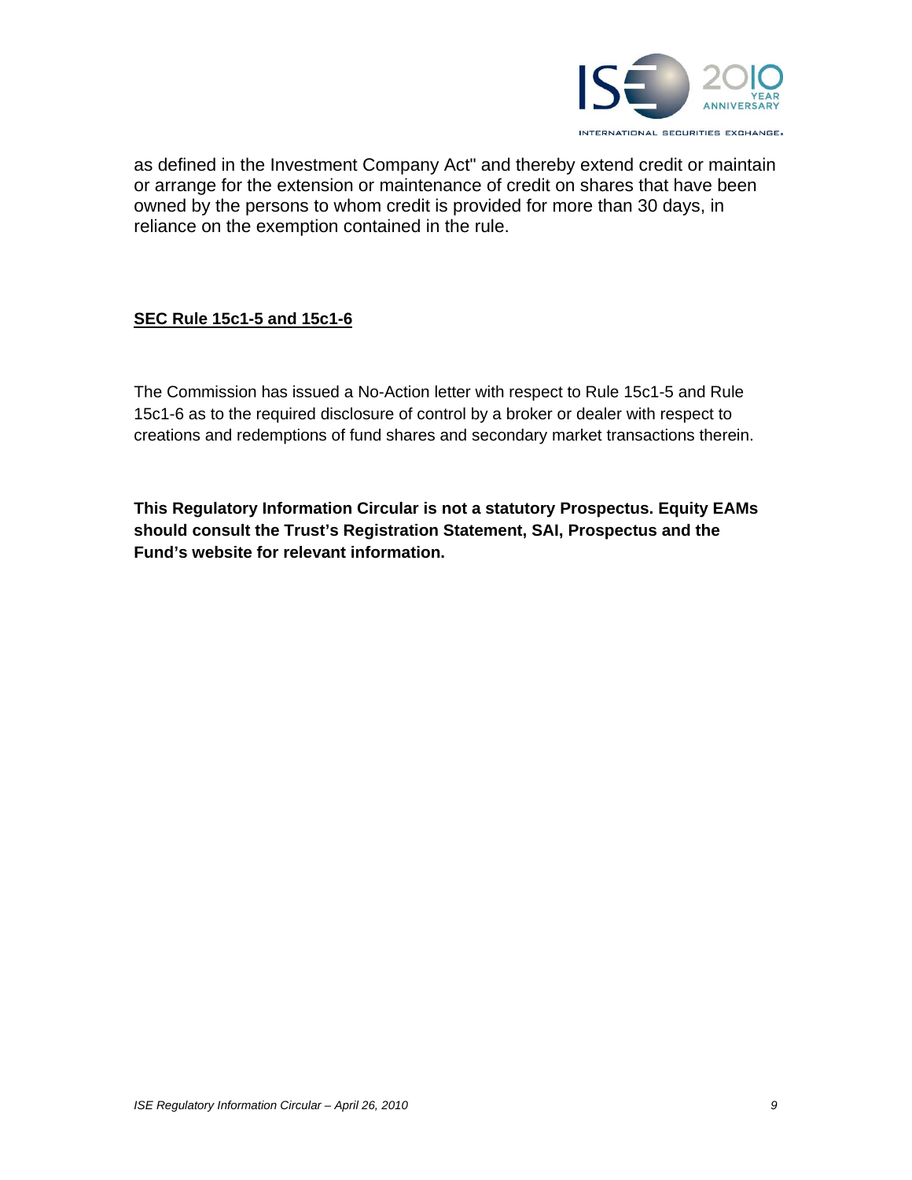as defined in the Investment Company Act" and thereby extend credit or maintain or arrange for the extension or maintenance of credit on shares that have been owned by the persons to whom credit is provided for more than 30 days, in reliance on the exemption contained in the rule.

## **SEC Rule 15c1-5 and 15c1-6**

The Commission has issued a No-Action letter with respect to Rule 15c1-5 and Rule 15c1-6 as to the required disclosure of control by a broker or dealer with respect to creations and redemptions of fund shares and secondary market transactions therein.

**This Regulatory Information Circular is not a statutory Prospectus. Equity EAMs should consult the Trust's Registration Statement, SAI, Prospectus and the Fund's website for relevant information.**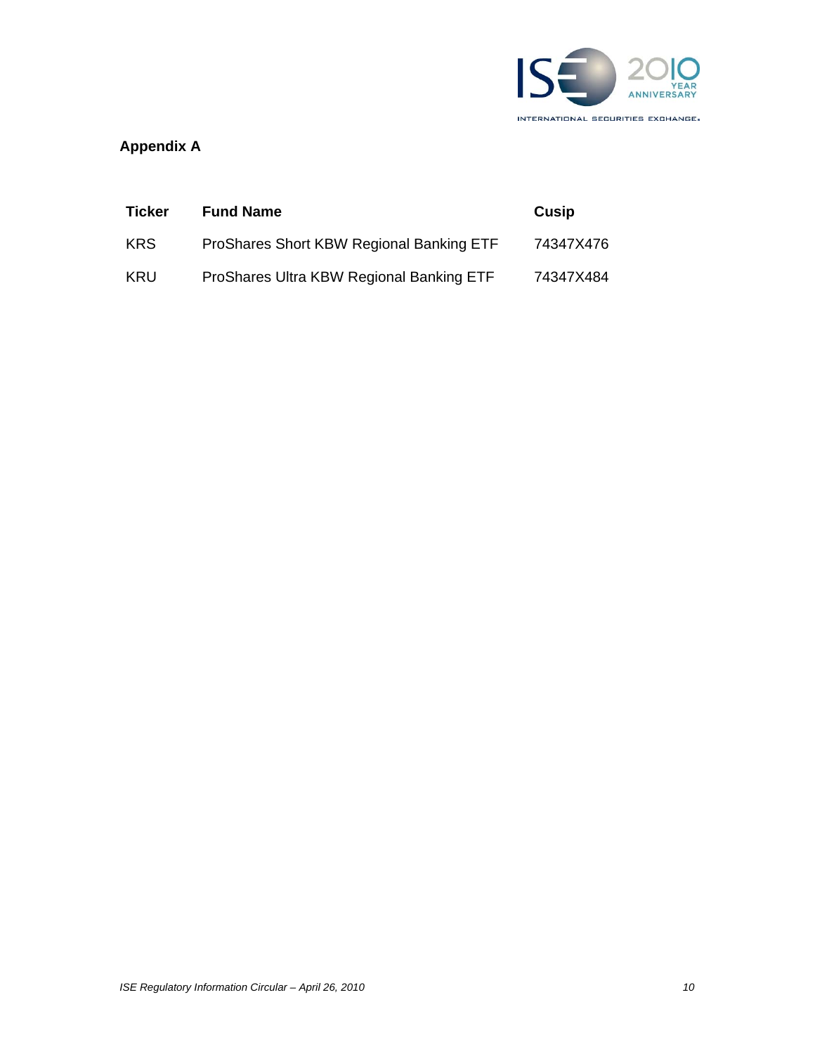## Appendix A

| Ticker | Fund Name | Cusip |
|---|---|---|
| KRS | ProShares Short KBW Regional Banking ETF | 74347X476 |
| KRU | ProShares Ultra KBW Regional Banking ETF | 74347X484 |